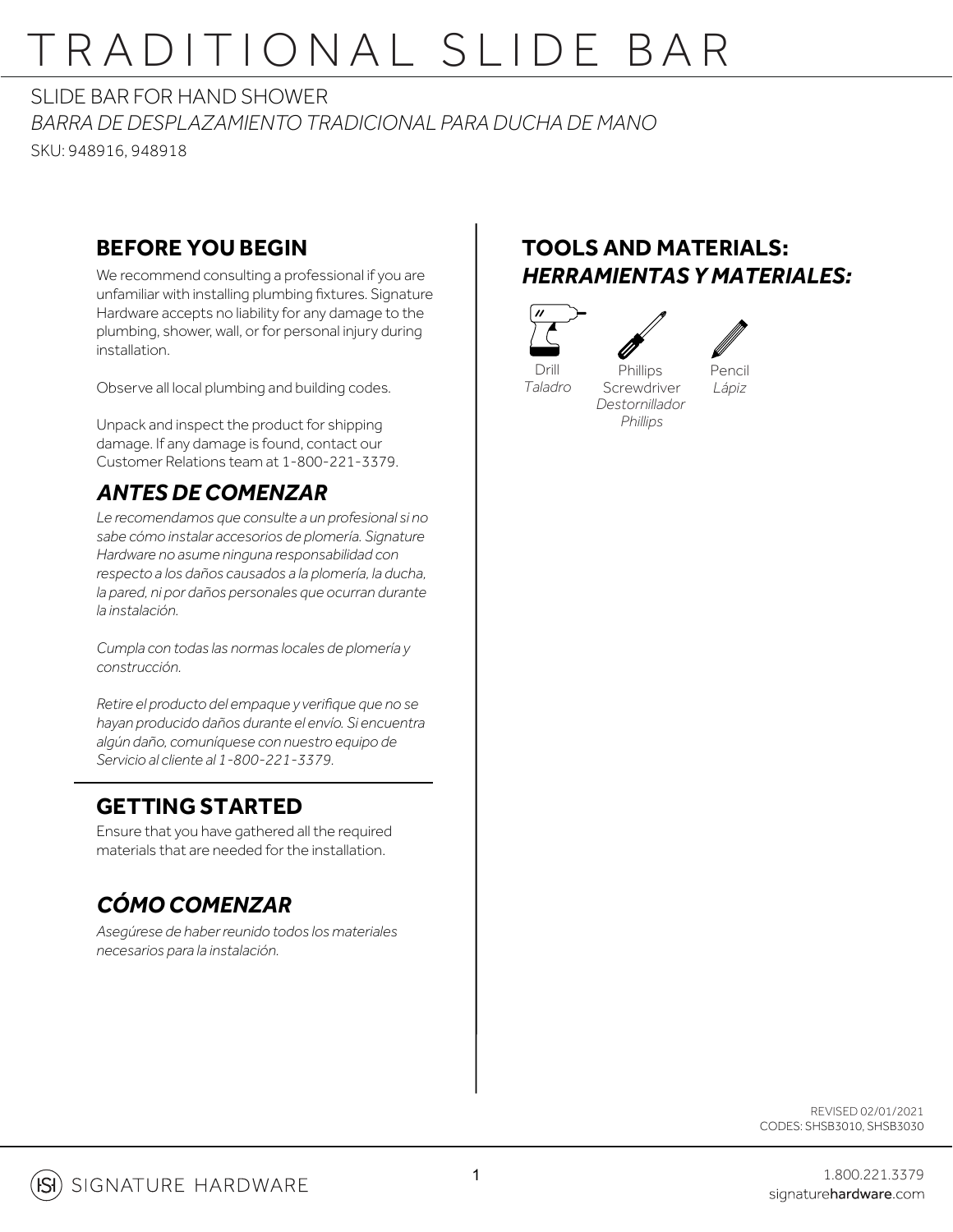# TRADITIONAL SLIDE BAR

SLIDE BAR FOR HAND SHOWER

*BARRA DE DESPLAZAMIENTO TRADICIONAL PARA DUCHA DE MANO*

SKU: 948916, 948918

## BEFORE YOU BEGIN

We recommend consulting a professional if you are unfamiliar with installing plumbing fixtures. Signature Hardware accepts no liability for any damage to the plumbing, shower, wall, or for personal injury during installation.

Observe all local plumbing and building codes.

Unpack and inspect the product for shipping damage. If any damage is found, contact our Customer Relations team at 1-800-221-3379.

## *ANTES DE COMENZAR*

*Le recomendamos que consulte a un profesional si no sabe cómo instalar accesorios de plomería. Signature Hardware no asume ninguna responsabilidad con respecto a los daños causados a la plomería, la ducha, la pared, ni por daños personales que ocurran durante la instalación.*

*Cumpla con todas las normas locales de plomería y construcción.*

*Retire el producto del empaque y verifique que no se hayan producido daños durante el envío. Si encuentra algún daño, comuníquese con nuestro equipo de Servicio al cliente al 1-800-221-3379.*

## GETTING STARTED

Ensure that you have gathered all the required materials that are needed for the installation.

## *CÓMO COMENZAR*

*Asegúrese de haber reunido todos los materiales necesarios para la instalación.*

## TOOLS AND MATERIALS:
## *HERRAMIENTAS Y MATERIALES:*

- Drill / *Taladro*
- Phillips Screwdriver / *Destornillador Phillips*
- Pencil / *Lápiz*

REVISED 02/01/2021
CODES: SHSB3010, SHSB3030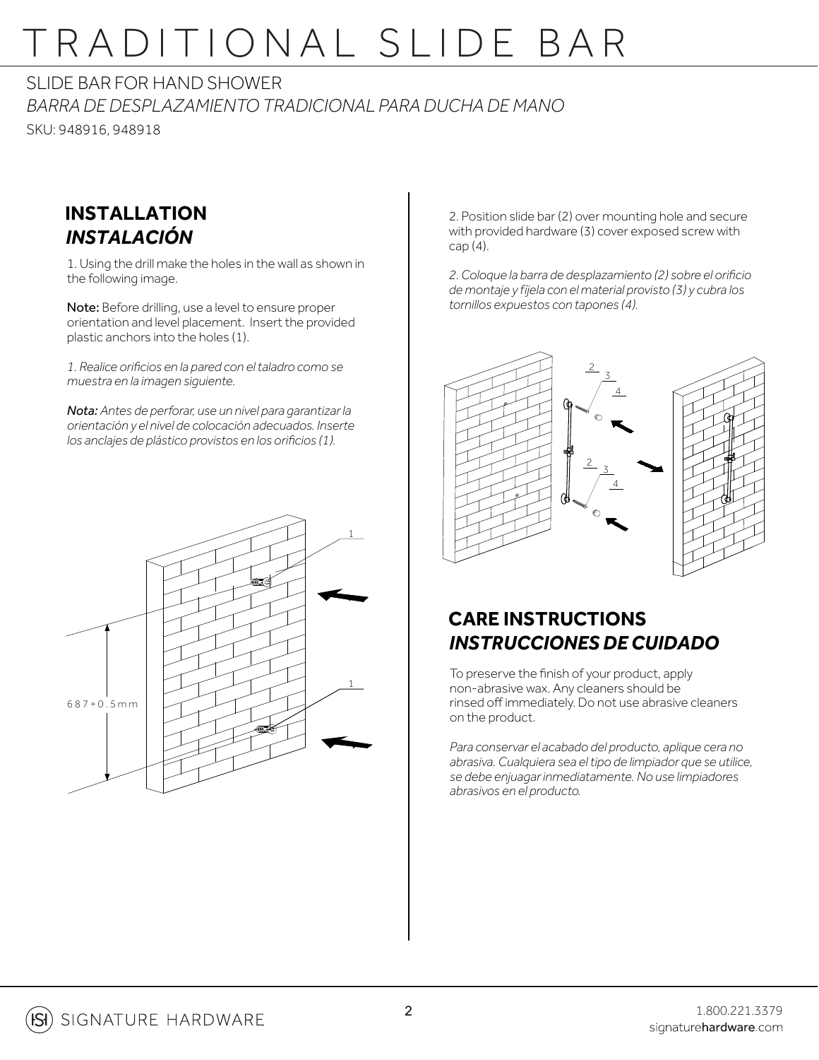# TRADITIONAL SLIDE BAR

SLIDE BAR FOR HAND SHOWER

*BARRA DE DESPLAZAMIENTO TRADICIONAL PARA DUCHA DE MANO*

SKU: 948916, 948918

## INSTALLATION
## *INSTALACIÓN*

1. Using the drill make the holes in the wall as shown in the following image.

**Note:** Before drilling, use a level to ensure proper orientation and level placement. Insert the provided plastic anchors into the holes (1).

*1. Realice orificios en la pared con el taladro como se muestra en la imagen siguiente.*

***Nota:*** *Antes de perforar, use un nivel para garantizar la orientación y el nivel de colocación adecuados. Inserte los anclajes de plástico provistos en los orificios (1).*

687+0.5mm

1

1

2. Position slide bar (2) over mounting hole and secure with provided hardware (3) cover exposed screw with cap (4).

*2. Coloque la barra de desplazamiento (2) sobre el orificio de montaje y fíjela con el material provisto (3) y cubra los tornillos expuestos con tapones (4).*

2 3 4

2 3 4

## CARE INSTRUCTIONS
## *INSTRUCCIONES DE CUIDADO*

To preserve the finish of your product, apply non-abrasive wax. Any cleaners should be rinsed off immediately. Do not use abrasive cleaners on the product.

*Para conservar el acabado del producto, aplique cera no abrasiva. Cualquiera sea el tipo de limpiador que se utilice, se debe enjuagar inmediatamente. No use limpiadores abrasivos en el producto.*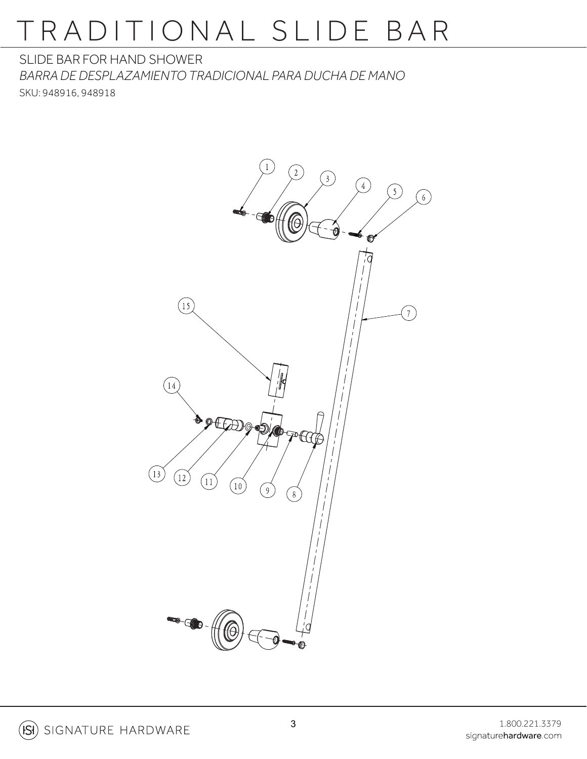# TRADITIONAL SLIDE BAR

SLIDE BAR FOR HAND SHOWER

*BARRA DE DESPLAZAMIENTO TRADICIONAL PARA DUCHA DE MANO*

SKU: 948916, 948918

1
2
3
4
5
6
7
8
9
10
11
12
13
14
15